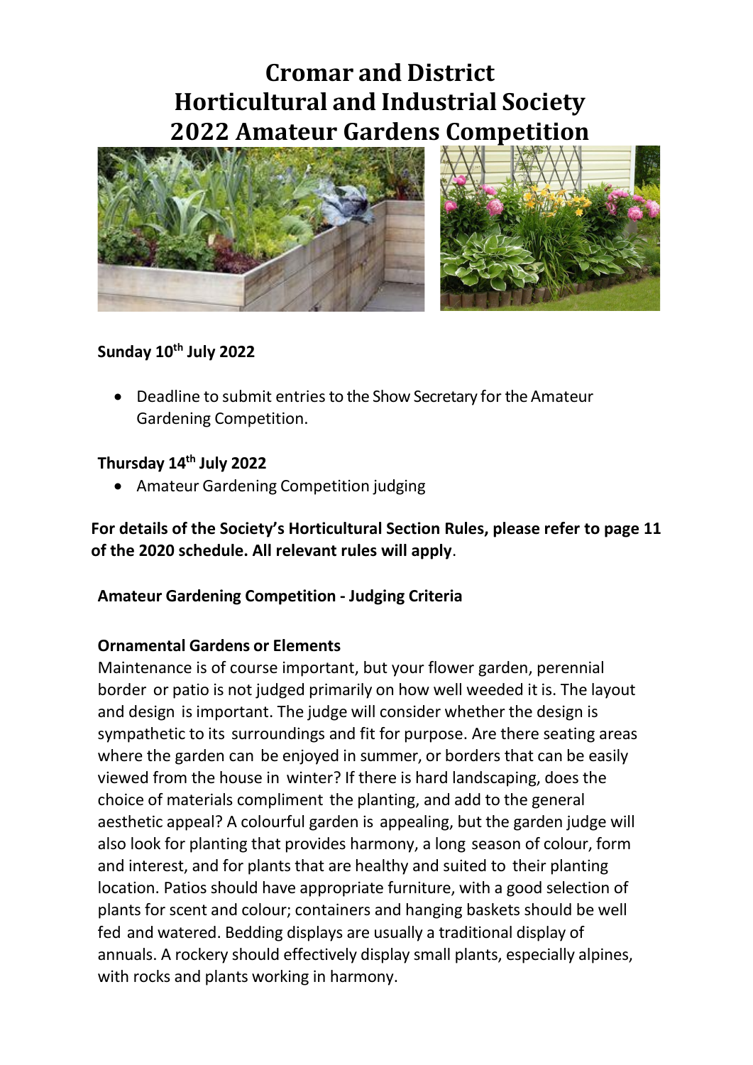# Cromar and District Horticultural and Industrial Society 2022 Amateur Gardens Competition

**Sunday 10th July 2022**

- Deadline to submit entries to the Show Secretary for the Amateur Gardening Competition.

**Thursday 14th July 2022**

- Amateur Gardening Competition judging

**For details of the Society's Horticultural Section Rules, please refer to page 11 of the 2020 schedule. All relevant rules will apply**.

**Amateur Gardening Competition - Judging Criteria**

**Ornamental Gardens or Elements**

Maintenance is of course important, but your flower garden, perennial border or patio is not judged primarily on how well weeded it is. The layout and design is important. The judge will consider whether the design is sympathetic to its surroundings and fit for purpose. Are there seating areas where the garden can be enjoyed in summer, or borders that can be easily viewed from the house in winter? If there is hard landscaping, does the choice of materials compliment the planting, and add to the general aesthetic appeal? A colourful garden is appealing, but the garden judge will also look for planting that provides harmony, a long season of colour, form and interest, and for plants that are healthy and suited to their planting location. Patios should have appropriate furniture, with a good selection of plants for scent and colour; containers and hanging baskets should be well fed and watered. Bedding displays are usually a traditional display of annuals. A rockery should effectively display small plants, especially alpines, with rocks and plants working in harmony.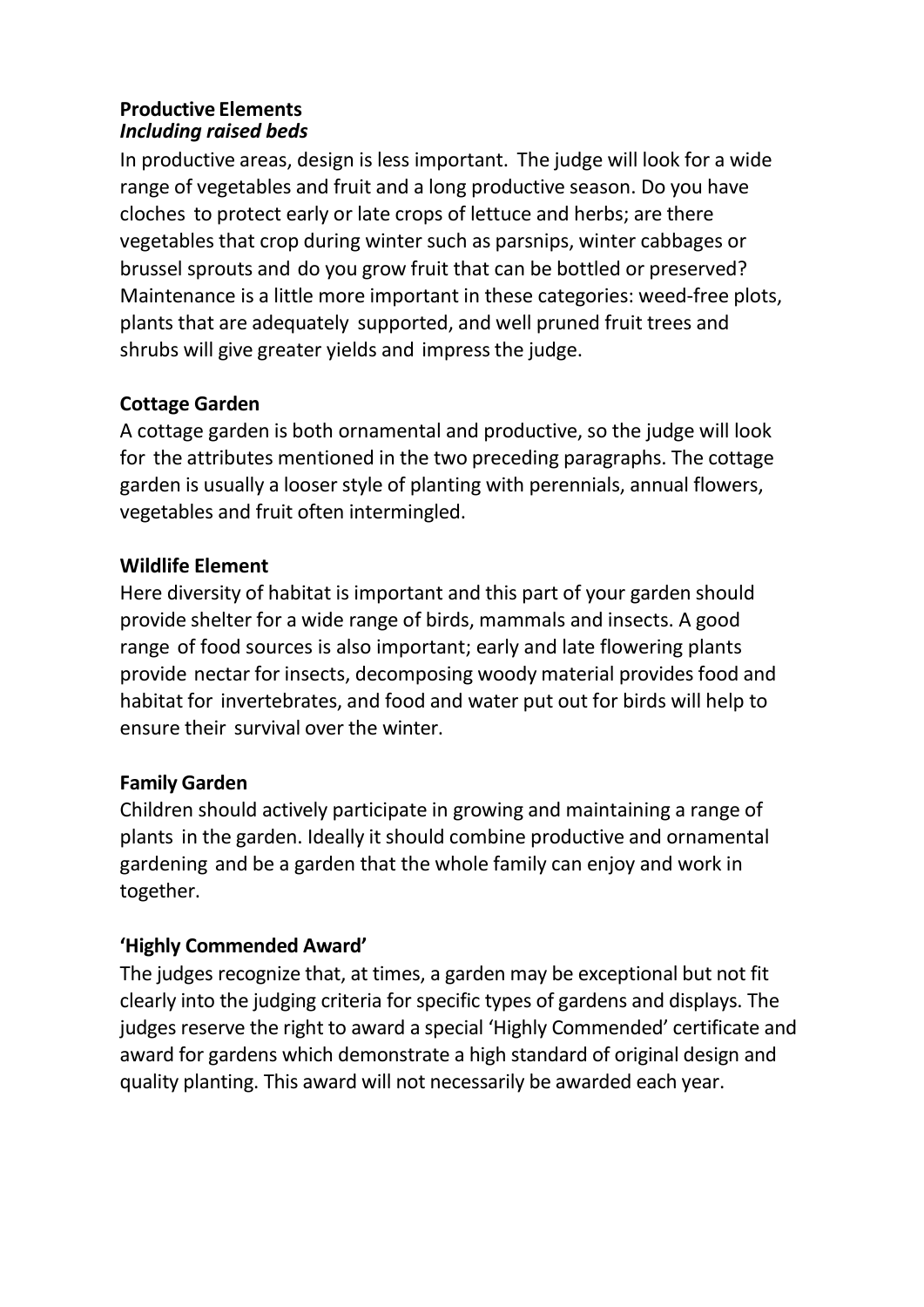**Productive Elements**
***Including raised beds***

In productive areas, design is less important. The judge will look for a wide range of vegetables and fruit and a long productive season. Do you have cloches to protect early or late crops of lettuce and herbs; are there vegetables that crop during winter such as parsnips, winter cabbages or brussel sprouts and do you grow fruit that can be bottled or preserved? Maintenance is a little more important in these categories: weed-free plots, plants that are adequately supported, and well pruned fruit trees and shrubs will give greater yields and impress the judge.

**Cottage Garden**

A cottage garden is both ornamental and productive, so the judge will look for the attributes mentioned in the two preceding paragraphs. The cottage garden is usually a looser style of planting with perennials, annual flowers, vegetables and fruit often intermingled.

**Wildlife Element**

Here diversity of habitat is important and this part of your garden should provide shelter for a wide range of birds, mammals and insects. A good range of food sources is also important; early and late flowering plants provide nectar for insects, decomposing woody material provides food and habitat for invertebrates, and food and water put out for birds will help to ensure their survival over the winter.

**Family Garden**

Children should actively participate in growing and maintaining a range of plants in the garden. Ideally it should combine productive and ornamental gardening and be a garden that the whole family can enjoy and work in together.

**'Highly Commended Award'**

The judges recognize that, at times, a garden may be exceptional but not fit clearly into the judging criteria for specific types of gardens and displays. The judges reserve the right to award a special 'Highly Commended' certificate and award for gardens which demonstrate a high standard of original design and quality planting. This award will not necessarily be awarded each year.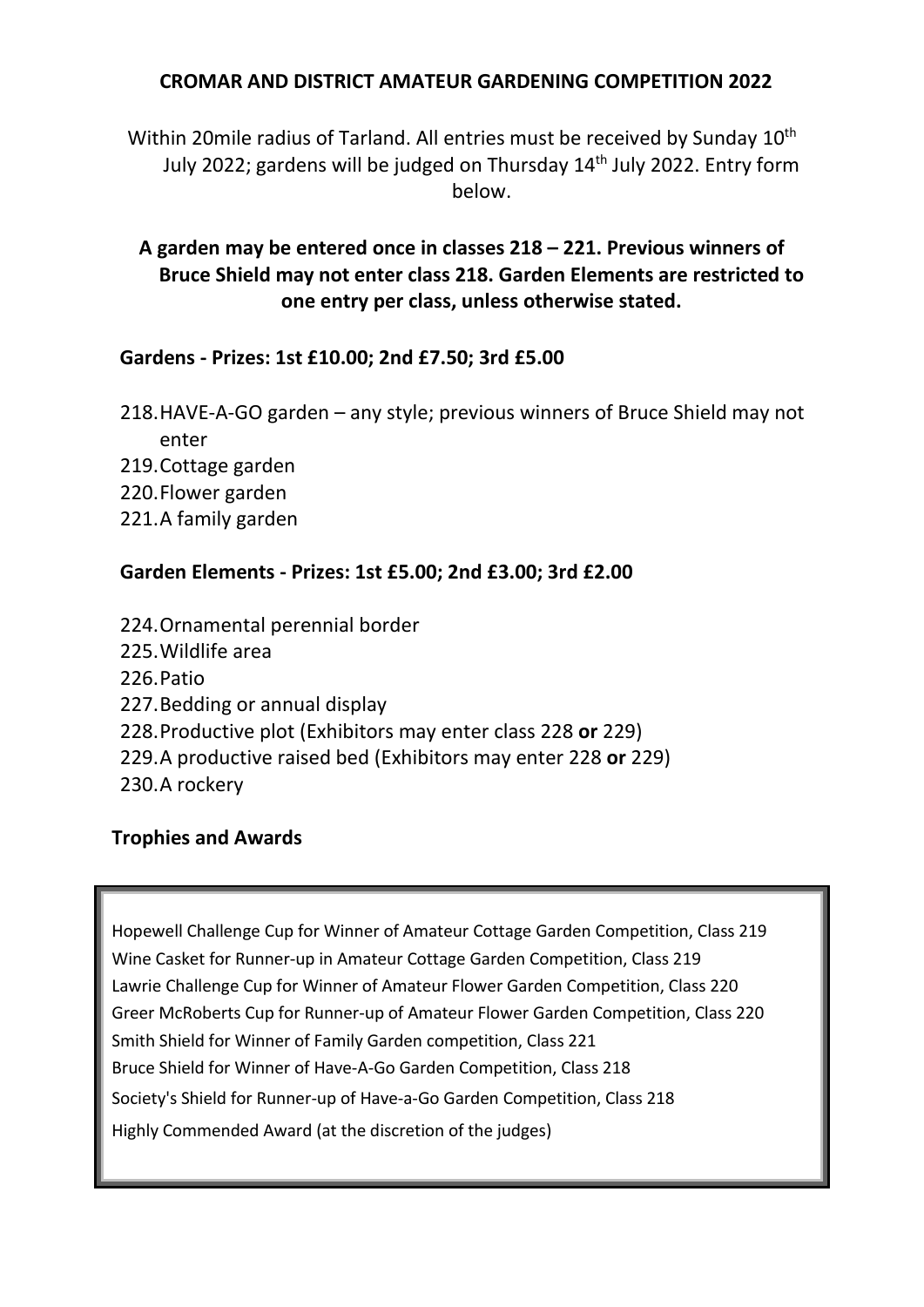# CROMAR AND DISTRICT AMATEUR GARDENING COMPETITION 2022

Within 20mile radius of Tarland. All entries must be received by Sunday 10th July 2022; gardens will be judged on Thursday 14th July 2022. Entry form below.

**A garden may be entered once in classes 218 – 221. Previous winners of Bruce Shield may not enter class 218. Garden Elements are restricted to one entry per class, unless otherwise stated.**

## Gardens - Prizes: 1st £10.00; 2nd £7.50; 3rd £5.00

218. HAVE-A-GO garden – any style; previous winners of Bruce Shield may not enter
219. Cottage garden
220. Flower garden
221. A family garden

## Garden Elements - Prizes: 1st £5.00; 2nd £3.00; 3rd £2.00

224. Ornamental perennial border
225. Wildlife area
226. Patio
227. Bedding or annual display
228. Productive plot (Exhibitors may enter class 228 **or** 229)
229. A productive raised bed (Exhibitors may enter 228 **or** 229)
230. A rockery

## Trophies and Awards

Hopewell Challenge Cup for Winner of Amateur Cottage Garden Competition, Class 219
Wine Casket for Runner-up in Amateur Cottage Garden Competition, Class 219
Lawrie Challenge Cup for Winner of Amateur Flower Garden Competition, Class 220
Greer McRoberts Cup for Runner-up of Amateur Flower Garden Competition, Class 220
Smith Shield for Winner of Family Garden competition, Class 221
Bruce Shield for Winner of Have-A-Go Garden Competition, Class 218
Society's Shield for Runner-up of Have-a-Go Garden Competition, Class 218
Highly Commended Award (at the discretion of the judges)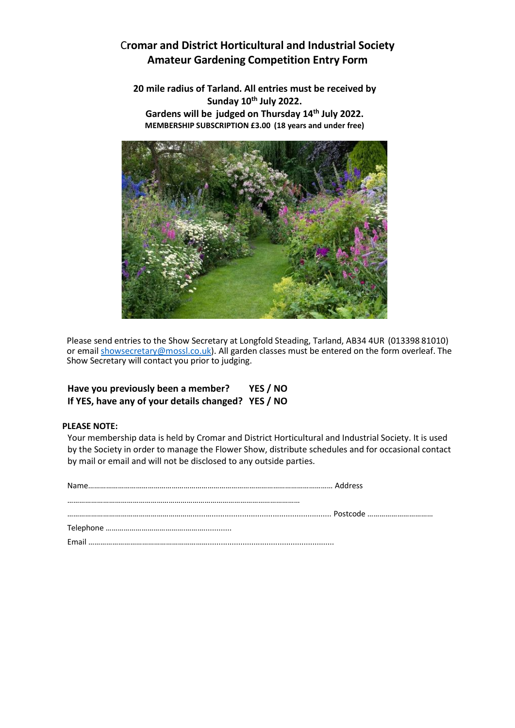# Cromar and District Horticultural and Industrial Society
# Amateur Gardening Competition Entry Form

**20 mile radius of Tarland. All entries must be received by Sunday 10th July 2022.**
**Gardens will be judged on Thursday 14th July 2022.**
**MEMBERSHIP SUBSCRIPTION £3.00 (18 years and under free)**

Please send entries to the Show Secretary at Longfold Steading, Tarland, AB34 4UR (013398 81010) or email showsecretary@mossl.co.uk). All garden classes must be entered on the form overleaf. The Show Secretary will contact you prior to judging.

**Have you previously been a member? YES / NO**
**If YES, have any of your details changed? YES / NO**

**PLEASE NOTE:**

Your membership data is held by Cromar and District Horticultural and Industrial Society. It is used by the Society in order to manage the Flower Show, distribute schedules and for occasional contact by mail or email and will not be disclosed to any outside parties.

Name……………………………………………………………………………………………………… Address

……………………………………………………………………………………………………

……………………………………………………………………………………………………………… Postcode ……………………………

Telephone …………………………………………………

Email ………………………………………………………………………………………………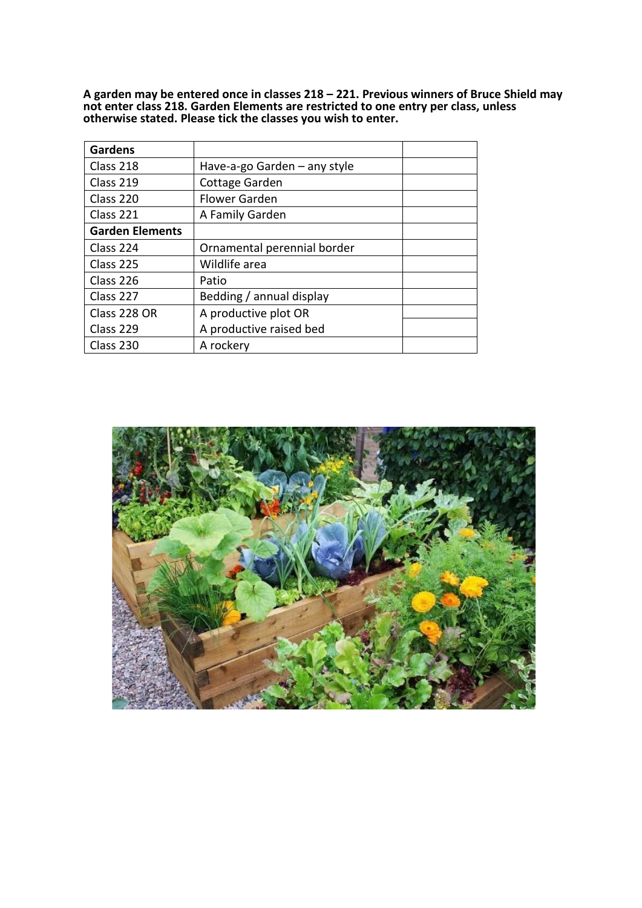**A garden may be entered once in classes 218 – 221. Previous winners of Bruce Shield may not enter class 218. Garden Elements are restricted to one entry per class, unless otherwise stated. Please tick the classes you wish to enter.**

| | | |
|---|---|---|
| **Gardens** | | |
| Class 218 | Have-a-go Garden – any style | |
| Class 219 | Cottage Garden | |
| Class 220 | Flower Garden | |
| Class 221 | A Family Garden | |
| **Garden Elements** | | |
| Class 224 | Ornamental perennial border | |
| Class 225 | Wildlife area | |
| Class 226 | Patio | |
| Class 227 | Bedding / annual display | |
| Class 228 OR | A productive plot OR | |
| Class 229 | A productive raised bed | |
| Class 230 | A rockery | |